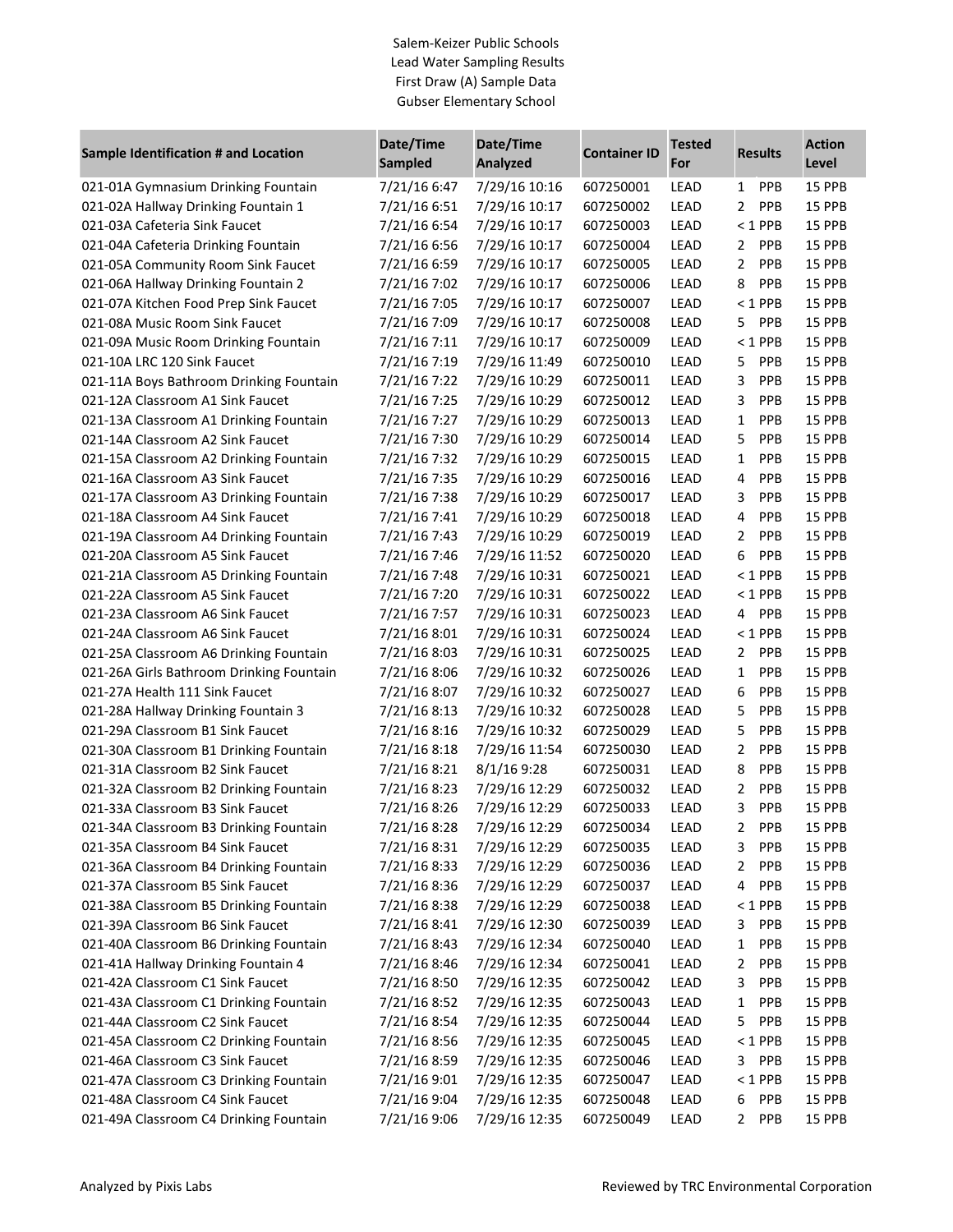Salem-Keizer Public Schools
Lead Water Sampling Results
First Draw (A) Sample Data
Gubser Elementary School

| Sample Identification # and Location | Date/Time Sampled | Date/Time Analyzed | Container ID | Tested For | Results | Action Level |
|---|---|---|---|---|---|---|
| 021-01A Gymnasium Drinking Fountain | 7/21/16 6:47 | 7/29/16 10:16 | 607250001 | LEAD | 1 PPB | 15 PPB |
| 021-02A Hallway Drinking Fountain 1 | 7/21/16 6:51 | 7/29/16 10:17 | 607250002 | LEAD | 2 PPB | 15 PPB |
| 021-03A Cafeteria Sink Faucet | 7/21/16 6:54 | 7/29/16 10:17 | 607250003 | LEAD | < 1 PPB | 15 PPB |
| 021-04A Cafeteria Drinking Fountain | 7/21/16 6:56 | 7/29/16 10:17 | 607250004 | LEAD | 2 PPB | 15 PPB |
| 021-05A Community Room Sink Faucet | 7/21/16 6:59 | 7/29/16 10:17 | 607250005 | LEAD | 2 PPB | 15 PPB |
| 021-06A Hallway Drinking Fountain 2 | 7/21/16 7:02 | 7/29/16 10:17 | 607250006 | LEAD | 8 PPB | 15 PPB |
| 021-07A Kitchen Food Prep Sink Faucet | 7/21/16 7:05 | 7/29/16 10:17 | 607250007 | LEAD | < 1 PPB | 15 PPB |
| 021-08A Music Room Sink Faucet | 7/21/16 7:09 | 7/29/16 10:17 | 607250008 | LEAD | 5 PPB | 15 PPB |
| 021-09A Music Room Drinking Fountain | 7/21/16 7:11 | 7/29/16 10:17 | 607250009 | LEAD | < 1 PPB | 15 PPB |
| 021-10A LRC 120 Sink Faucet | 7/21/16 7:19 | 7/29/16 11:49 | 607250010 | LEAD | 5 PPB | 15 PPB |
| 021-11A Boys Bathroom Drinking Fountain | 7/21/16 7:22 | 7/29/16 10:29 | 607250011 | LEAD | 3 PPB | 15 PPB |
| 021-12A Classroom A1 Sink Faucet | 7/21/16 7:25 | 7/29/16 10:29 | 607250012 | LEAD | 3 PPB | 15 PPB |
| 021-13A Classroom A1 Drinking Fountain | 7/21/16 7:27 | 7/29/16 10:29 | 607250013 | LEAD | 1 PPB | 15 PPB |
| 021-14A Classroom A2 Sink Faucet | 7/21/16 7:30 | 7/29/16 10:29 | 607250014 | LEAD | 5 PPB | 15 PPB |
| 021-15A Classroom A2 Drinking Fountain | 7/21/16 7:32 | 7/29/16 10:29 | 607250015 | LEAD | 1 PPB | 15 PPB |
| 021-16A Classroom A3 Sink Faucet | 7/21/16 7:35 | 7/29/16 10:29 | 607250016 | LEAD | 4 PPB | 15 PPB |
| 021-17A Classroom A3 Drinking Fountain | 7/21/16 7:38 | 7/29/16 10:29 | 607250017 | LEAD | 3 PPB | 15 PPB |
| 021-18A Classroom A4 Sink Faucet | 7/21/16 7:41 | 7/29/16 10:29 | 607250018 | LEAD | 4 PPB | 15 PPB |
| 021-19A Classroom A4 Drinking Fountain | 7/21/16 7:43 | 7/29/16 10:29 | 607250019 | LEAD | 2 PPB | 15 PPB |
| 021-20A Classroom A5 Sink Faucet | 7/21/16 7:46 | 7/29/16 11:52 | 607250020 | LEAD | 6 PPB | 15 PPB |
| 021-21A Classroom A5 Drinking Fountain | 7/21/16 7:48 | 7/29/16 10:31 | 607250021 | LEAD | < 1 PPB | 15 PPB |
| 021-22A Classroom A5 Sink Faucet | 7/21/16 7:20 | 7/29/16 10:31 | 607250022 | LEAD | < 1 PPB | 15 PPB |
| 021-23A Classroom A6 Sink Faucet | 7/21/16 7:57 | 7/29/16 10:31 | 607250023 | LEAD | 4 PPB | 15 PPB |
| 021-24A Classroom A6 Sink Faucet | 7/21/16 8:01 | 7/29/16 10:31 | 607250024 | LEAD | < 1 PPB | 15 PPB |
| 021-25A Classroom A6 Drinking Fountain | 7/21/16 8:03 | 7/29/16 10:31 | 607250025 | LEAD | 2 PPB | 15 PPB |
| 021-26A Girls Bathroom Drinking Fountain | 7/21/16 8:06 | 7/29/16 10:32 | 607250026 | LEAD | 1 PPB | 15 PPB |
| 021-27A Health 111 Sink Faucet | 7/21/16 8:07 | 7/29/16 10:32 | 607250027 | LEAD | 6 PPB | 15 PPB |
| 021-28A Hallway Drinking Fountain 3 | 7/21/16 8:13 | 7/29/16 10:32 | 607250028 | LEAD | 5 PPB | 15 PPB |
| 021-29A Classroom B1 Sink Faucet | 7/21/16 8:16 | 7/29/16 10:32 | 607250029 | LEAD | 5 PPB | 15 PPB |
| 021-30A Classroom B1 Drinking Fountain | 7/21/16 8:18 | 7/29/16 11:54 | 607250030 | LEAD | 2 PPB | 15 PPB |
| 021-31A Classroom B2 Sink Faucet | 7/21/16 8:21 | 8/1/16 9:28 | 607250031 | LEAD | 8 PPB | 15 PPB |
| 021-32A Classroom B2 Drinking Fountain | 7/21/16 8:23 | 7/29/16 12:29 | 607250032 | LEAD | 2 PPB | 15 PPB |
| 021-33A Classroom B3 Sink Faucet | 7/21/16 8:26 | 7/29/16 12:29 | 607250033 | LEAD | 3 PPB | 15 PPB |
| 021-34A Classroom B3 Drinking Fountain | 7/21/16 8:28 | 7/29/16 12:29 | 607250034 | LEAD | 2 PPB | 15 PPB |
| 021-35A Classroom B4 Sink Faucet | 7/21/16 8:31 | 7/29/16 12:29 | 607250035 | LEAD | 3 PPB | 15 PPB |
| 021-36A Classroom B4 Drinking Fountain | 7/21/16 8:33 | 7/29/16 12:29 | 607250036 | LEAD | 2 PPB | 15 PPB |
| 021-37A Classroom B5 Sink Faucet | 7/21/16 8:36 | 7/29/16 12:29 | 607250037 | LEAD | 4 PPB | 15 PPB |
| 021-38A Classroom B5 Drinking Fountain | 7/21/16 8:38 | 7/29/16 12:29 | 607250038 | LEAD | < 1 PPB | 15 PPB |
| 021-39A Classroom B6 Sink Faucet | 7/21/16 8:41 | 7/29/16 12:30 | 607250039 | LEAD | 3 PPB | 15 PPB |
| 021-40A Classroom B6 Drinking Fountain | 7/21/16 8:43 | 7/29/16 12:34 | 607250040 | LEAD | 1 PPB | 15 PPB |
| 021-41A Hallway Drinking Fountain 4 | 7/21/16 8:46 | 7/29/16 12:34 | 607250041 | LEAD | 2 PPB | 15 PPB |
| 021-42A Classroom C1 Sink Faucet | 7/21/16 8:50 | 7/29/16 12:35 | 607250042 | LEAD | 3 PPB | 15 PPB |
| 021-43A Classroom C1 Drinking Fountain | 7/21/16 8:52 | 7/29/16 12:35 | 607250043 | LEAD | 1 PPB | 15 PPB |
| 021-44A Classroom C2 Sink Faucet | 7/21/16 8:54 | 7/29/16 12:35 | 607250044 | LEAD | 5 PPB | 15 PPB |
| 021-45A Classroom C2 Drinking Fountain | 7/21/16 8:56 | 7/29/16 12:35 | 607250045 | LEAD | < 1 PPB | 15 PPB |
| 021-46A Classroom C3 Sink Faucet | 7/21/16 8:59 | 7/29/16 12:35 | 607250046 | LEAD | 3 PPB | 15 PPB |
| 021-47A Classroom C3 Drinking Fountain | 7/21/16 9:01 | 7/29/16 12:35 | 607250047 | LEAD | < 1 PPB | 15 PPB |
| 021-48A Classroom C4 Sink Faucet | 7/21/16 9:04 | 7/29/16 12:35 | 607250048 | LEAD | 6 PPB | 15 PPB |
| 021-49A Classroom C4 Drinking Fountain | 7/21/16 9:06 | 7/29/16 12:35 | 607250049 | LEAD | 2 PPB | 15 PPB |

Analyzed by Pixis Labs

Reviewed by TRC Environmental Corporation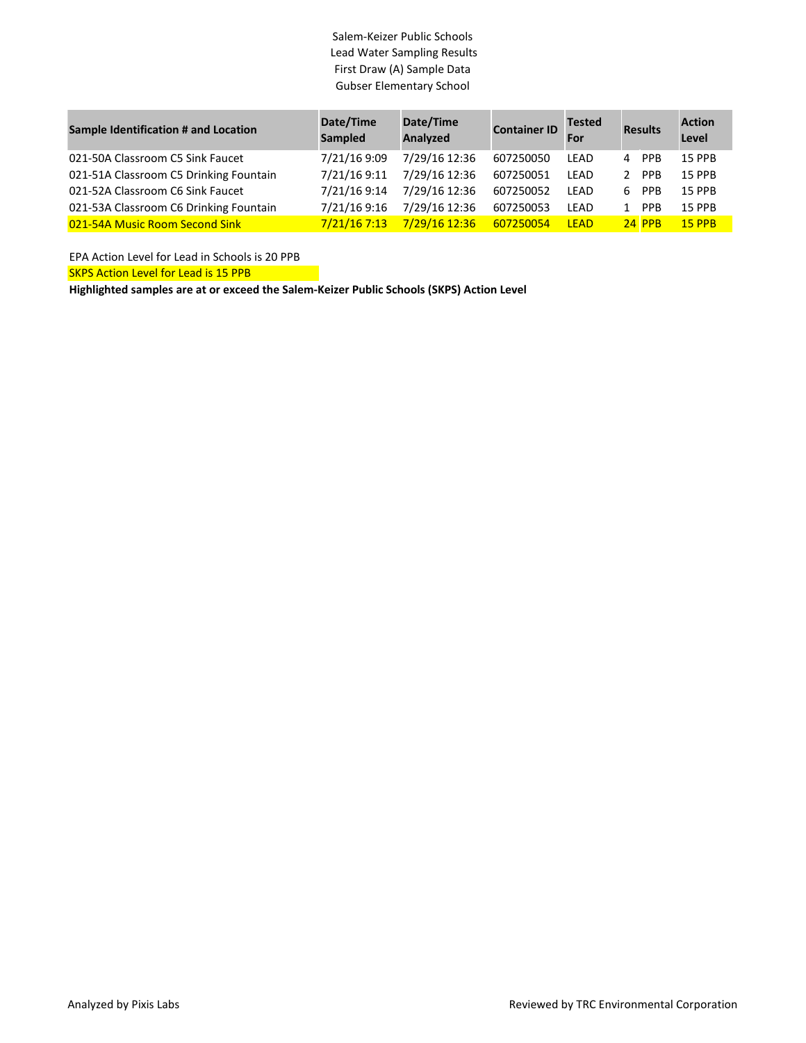Salem-Keizer Public Schools
Lead Water Sampling Results
First Draw (A) Sample Data
Gubser Elementary School

| Sample Identification # and Location | Date/Time Sampled | Date/Time Analyzed | Container ID | Tested For | Results | | Action Level |
|---|---|---|---|---|---|---|---|
| 021-50A Classroom C5 Sink Faucet | 7/21/16 9:09 | 7/29/16 12:36 | 607250050 | LEAD | 4 | PPB | 15 PPB |
| 021-51A Classroom C5 Drinking Fountain | 7/21/16 9:11 | 7/29/16 12:36 | 607250051 | LEAD | 2 | PPB | 15 PPB |
| 021-52A Classroom C6 Sink Faucet | 7/21/16 9:14 | 7/29/16 12:36 | 607250052 | LEAD | 6 | PPB | 15 PPB |
| 021-53A Classroom C6 Drinking Fountain | 7/21/16 9:16 | 7/29/16 12:36 | 607250053 | LEAD | 1 | PPB | 15 PPB |
| 021-54A Music Room Second Sink | 7/21/16 7:13 | 7/29/16 12:36 | 607250054 | LEAD | 24 | PPB | 15 PPB |

EPA Action Level for Lead in Schools is 20 PPB

SKPS Action Level for Lead is 15 PPB

**Highlighted samples are at or exceed the Salem-Keizer Public Schools (SKPS) Action Level**

Analyzed by Pixis Labs

Reviewed by TRC Environmental Corporation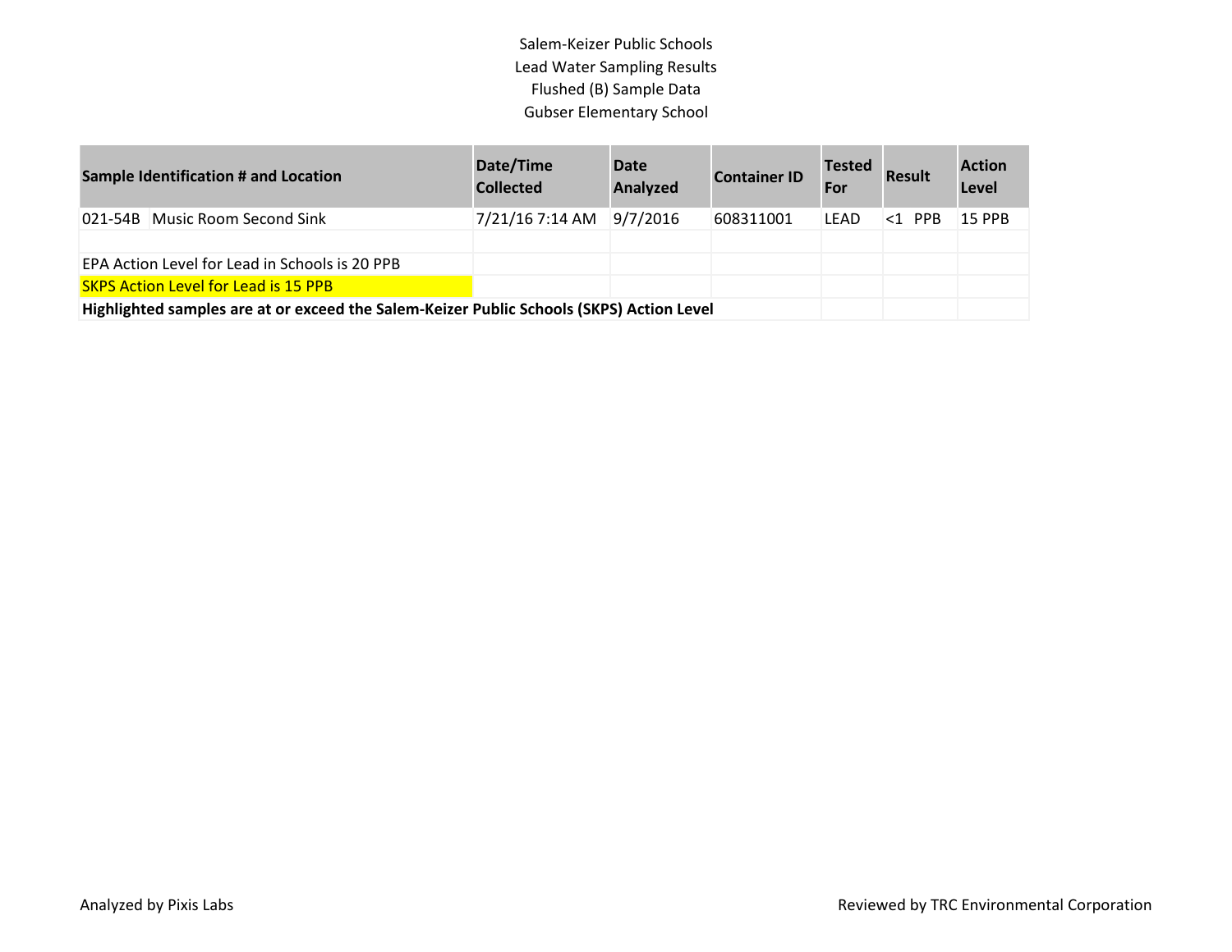Salem-Keizer Public Schools
Lead Water Sampling Results
Flushed (B) Sample Data
Gubser Elementary School

| Sample Identification # and Location | Date/Time Collected | Date Analyzed | Container ID | Tested For | Result | Action Level |
|---|---|---|---|---|---|---|
| 021-54B Music Room Second Sink | 7/21/16 7:14 AM | 9/7/2016 | 608311001 | LEAD | <1 PPB | 15 PPB |

EPA Action Level for Lead in Schools is 20 PPB

SKPS Action Level for Lead is 15 PPB

**Highlighted samples are at or exceed the Salem-Keizer Public Schools (SKPS) Action Level**

Analyzed by Pixis Labs

Reviewed by TRC Environmental Corporation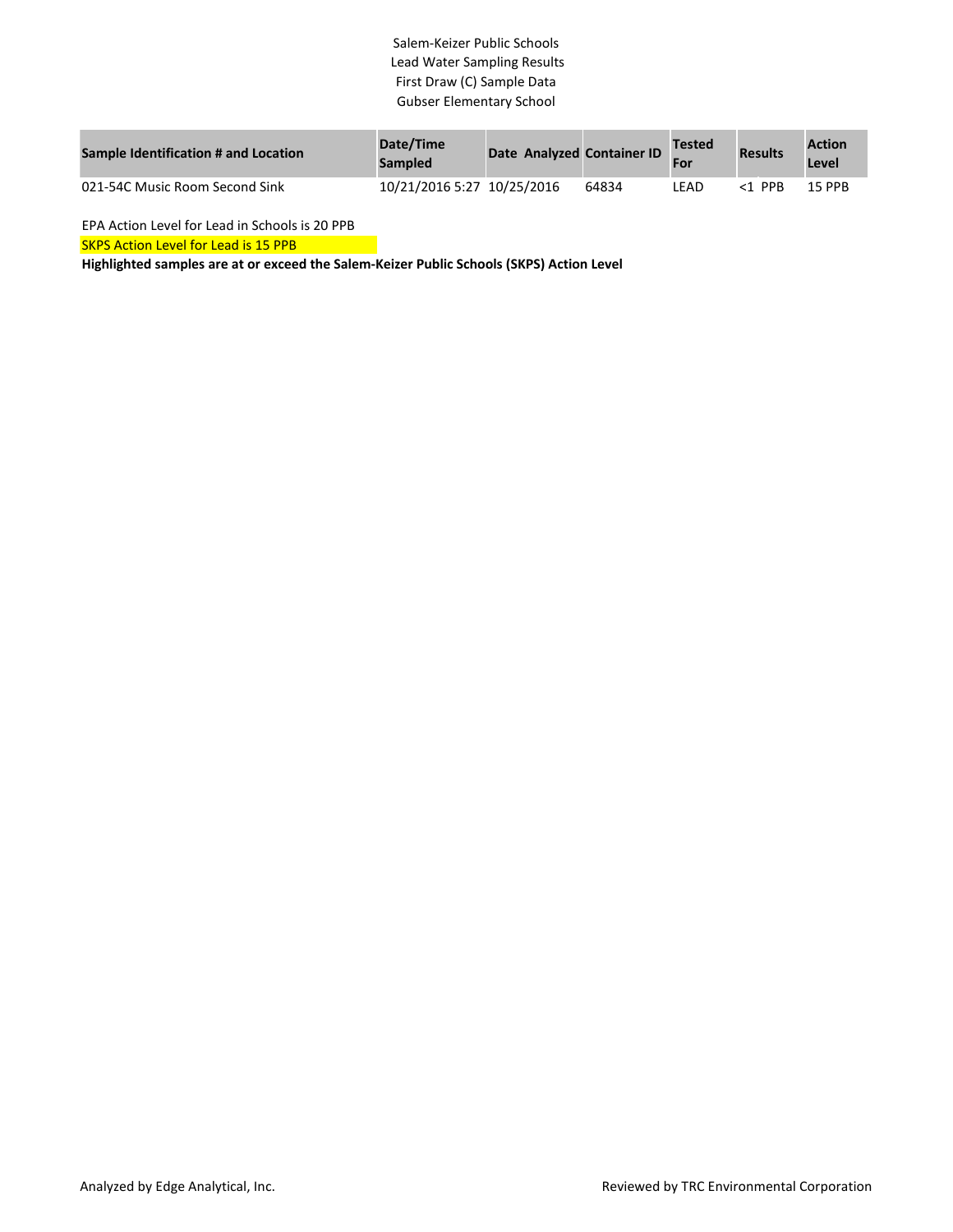Salem-Keizer Public Schools
Lead Water Sampling Results
First Draw (C) Sample Data
Gubser Elementary School

| Sample Identification # and Location | Date/Time Sampled | Date Analyzed | Container ID | Tested For | Results | Action Level |
|---|---|---|---|---|---|---|
| 021-54C Music Room Second Sink | 10/21/2016 5:27 | 10/25/2016 | 64834 | LEAD | <1 PPB | 15 PPB |

EPA Action Level for Lead in Schools is 20 PPB

SKPS Action Level for Lead is 15 PPB

**Highlighted samples are at or exceed the Salem-Keizer Public Schools (SKPS) Action Level**

Analyzed by Edge Analytical, Inc.

Reviewed by TRC Environmental Corporation